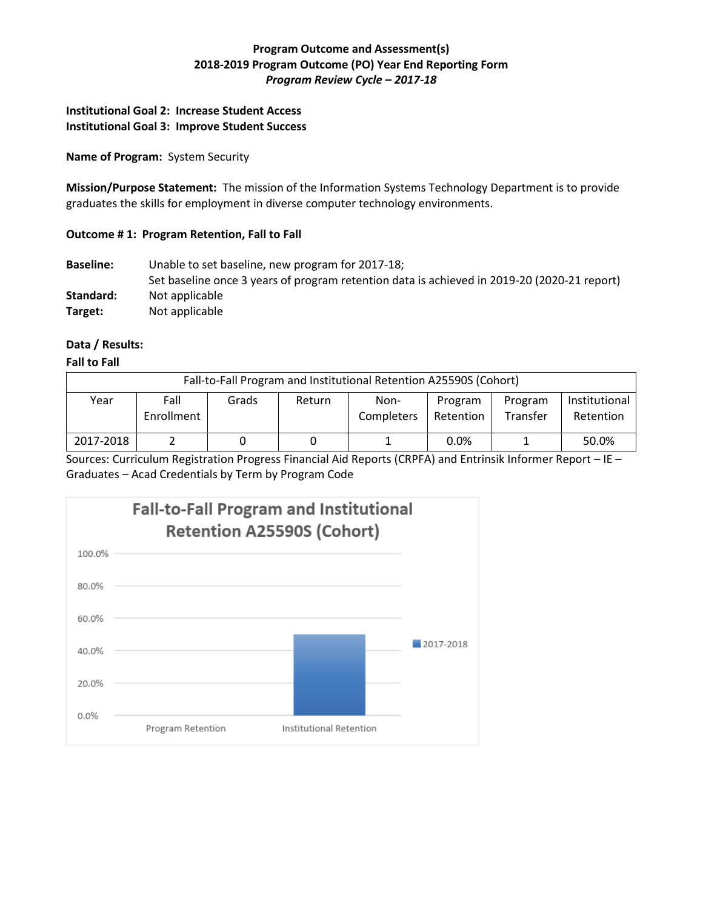**Program Outcome and Assessment(s)**
**2018-2019 Program Outcome (PO) Year End Reporting Form**
***Program Review Cycle – 2017-18***

**Institutional Goal 2: Increase Student Access**
**Institutional Goal 3: Improve Student Success**

**Name of Program:** System Security

**Mission/Purpose Statement:** The mission of the Information Systems Technology Department is to provide graduates the skills for employment in diverse computer technology environments.

**Outcome # 1: Program Retention, Fall to Fall**

**Baseline:** Unable to set baseline, new program for 2017-18;
Set baseline once 3 years of program retention data is achieved in 2019-20 (2020-21 report)
**Standard:** Not applicable
**Target:** Not applicable

**Data / Results:**
**Fall to Fall**

| Fall-to-Fall Program and Institutional Retention A25590S (Cohort) | | | | | | | |
|---|---|---|---|---|---|---|---|
| Year | Fall Enrollment | Grads | Return | Non-Completers | Program Retention | Program Transfer | Institutional Retention |
| 2017-2018 | 2 | 0 | 0 | 1 | 0.0% | 1 | 50.0% |

Sources: Curriculum Registration Progress Financial Aid Reports (CRPFA) and Entrinsik Informer Report – IE – Graduates – Acad Credentials by Term by Program Code

**Fall-to-Fall Program and Institutional Retention A25590S (Cohort)**

| | Program Retention | Institutional Retention |
|---|---|---|
| 2017-2018 | 0.0% | 50.0% |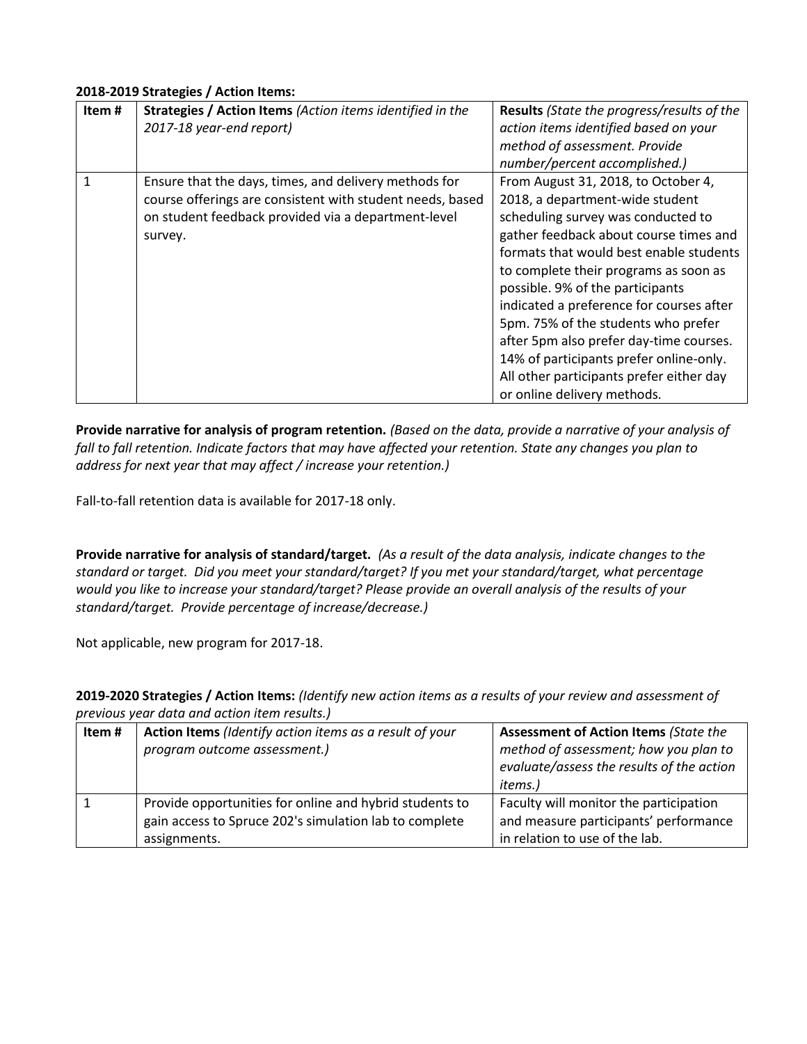**2018-2019 Strategies / Action Items:**

| Item # | **Strategies / Action Items** *(Action items identified in the 2017-18 year-end report)* | **Results** *(State the progress/results of the action items identified based on your method of assessment. Provide number/percent accomplished.)* |
|---|---|---|
| 1 | Ensure that the days, times, and delivery methods for course offerings are consistent with student needs, based on student feedback provided via a department-level survey. | From August 31, 2018, to October 4, 2018, a department-wide student scheduling survey was conducted to gather feedback about course times and formats that would best enable students to complete their programs as soon as possible. 9% of the participants indicated a preference for courses after 5pm. 75% of the students who prefer after 5pm also prefer day-time courses. 14% of participants prefer online-only. All other participants prefer either day or online delivery methods. |

**Provide narrative for analysis of program retention.** *(Based on the data, provide a narrative of your analysis of fall to fall retention. Indicate factors that may have affected your retention. State any changes you plan to address for next year that may affect / increase your retention.)*

Fall-to-fall retention data is available for 2017-18 only.

**Provide narrative for analysis of standard/target.** *(As a result of the data analysis, indicate changes to the standard or target. Did you meet your standard/target? If you met your standard/target, what percentage would you like to increase your standard/target? Please provide an overall analysis of the results of your standard/target. Provide percentage of increase/decrease.)*

Not applicable, new program for 2017-18.

**2019-2020 Strategies / Action Items:** *(Identify new action items as a results of your review and assessment of previous year data and action item results.)*

| Item # | **Action Items** *(Identify action items as a result of your program outcome assessment.)* | **Assessment of Action Items** *(State the method of assessment; how you plan to evaluate/assess the results of the action items.)* |
|---|---|---|
| 1 | Provide opportunities for online and hybrid students to gain access to Spruce 202's simulation lab to complete assignments. | Faculty will monitor the participation and measure participants' performance in relation to use of the lab. |